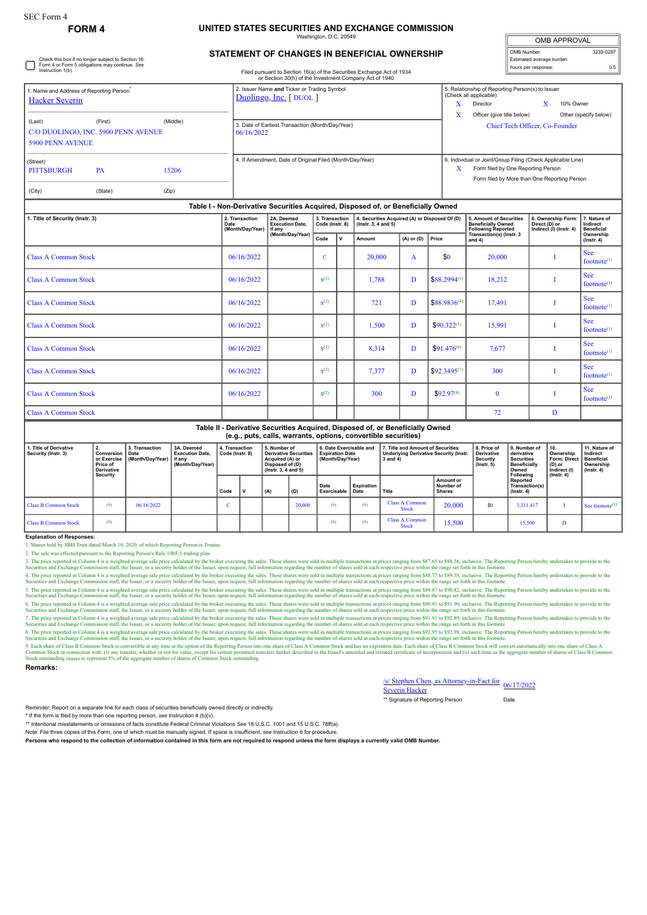SEC Form 4

**FORM 4**

# UNITED STATES SECURITIES AND EXCHANGE COMMISSION

Washington, D.C. 20549

## STATEMENT OF CHANGES IN BENEFICIAL OWNERSHIP

Filed pursuant to Section 16(a) of the Securities Exchange Act of 1934
or Section 30(h) of the Investment Company Act of 1940

| OMB APPROVAL | |
|---|---|
| OMB Number: | 3235-0287 |
| Estimated average burden | |
| hours per response: | 0.5 |

☐ Check this box if no longer subject to Section 16. Form 4 or Form 5 obligations may continue. *See* Instruction 1(b).

1. Name and Address of Reporting Person*
Hacker Severin

(Last) (First) (Middle)
C/O DUOLINGO, INC. 5900 PENN AVENUE
5900 PENN AVENUE

(Street)
PITTSBURGH PA 15206

(City) (State) (Zip)

2. Issuer Name **and** Ticker or Trading Symbol
Duolingo, Inc. [ DUOL ]

3. Date of Earliest Transaction (Month/Day/Year)
06/16/2022

4. If Amendment, Date of Original Filed (Month/Day/Year)

5. Relationship of Reporting Person(s) to Issuer (Check all applicable)
X Director X 10% Owner
X Officer (give title below) Other (specify below)
Chief Tech Officer, Co-Founder

6. Individual or Joint/Group Filing (Check Applicable Line)
X Form filed by One Reporting Person
Form filed by More than One Reporting Person

**Table I - Non-Derivative Securities Acquired, Disposed of, or Beneficially Owned**

| 1. Title of Security (Instr. 3) | 2. Transaction Date (Month/Day/Year) | 2A. Deemed Execution Date, if any (Month/Day/Year) | 3. Transaction Code (Instr. 8) | | 4. Securities Acquired (A) or Disposed Of (D) (Instr. 3, 4 and 5) | | | 5. Amount of Securities Beneficially Owned Following Reported Transaction(s) (Instr. 3 and 4) | 6. Ownership Form: Direct (D) or Indirect (I) (Instr. 4) | 7. Nature of Indirect Beneficial Ownership (Instr. 4) |
|---|---|---|---|---|---|---|---|---|---|---|
| | | | Code | V | Amount | (A) or (D) | Price | | | |
| Class A Common Stock | 06/16/2022 | | C | | 20,000 | A | $0 | 20,000 | I | See footnote[1] |
| Class A Common Stock | 06/16/2022 | | S[2] | | 1,788 | D | $88.2994[3] | 18,212 | I | See footnote[1] |
| Class A Common Stock | 06/16/2022 | | S[2] | | 721 | D | $88.9836[4] | 17,491 | I | See footnote[1] |
| Class A Common Stock | 06/16/2022 | | S[2] | | 1,500 | D | $90.322[5] | 15,991 | I | See footnote[1] |
| Class A Common Stock | 06/16/2022 | | S[2] | | 8,314 | D | $91.476[6] | 7,677 | I | See footnote[1] |
| Class A Common Stock | 06/16/2022 | | S[2] | | 7,377 | D | $92.3495[7] | 300 | I | See footnote[1] |
| Class A Common Stock | 06/16/2022 | | S[2] | | 300 | D | $92.97[8] | 0 | I | See footnote[1] |
| Class A Common Stock | | | | | | | | 72 | D | |

**Table II - Derivative Securities Acquired, Disposed of, or Beneficially Owned (e.g., puts, calls, warrants, options, convertible securities)**

| 1. Title of Derivative Security (Instr. 3) | 2. Conversion or Exercise Price of Derivative Security | 3. Transaction Date (Month/Day/Year) | 3A. Deemed Execution Date, if any (Month/Day/Year) | 4. Transaction Code (Instr. 8) | | 5. Number of Derivative Securities Acquired (A) or Disposed of (D) (Instr. 3, 4 and 5) | | 6. Date Exercisable and Expiration Date (Month/Day/Year) | | 7. Title and Amount of Securities Underlying Derivative Security (Instr. 3 and 4) | | 8. Price of Derivative Security (Instr. 5) | 9. Number of derivative Securities Beneficially Owned Following Reported Transaction(s) (Instr. 4) | 10. Ownership Form: Direct (D) or Indirect (I) (Instr. 4) | 11. Nature of Indirect Beneficial Ownership (Instr. 4) |
|---|---|---|---|---|---|---|---|---|---|---|---|---|---|---|---|
| | | | | Code | V | (A) | (D) | Date Exercisable | Expiration Date | Title | Amount or Number of Shares | | | | |
| Class B Common Stock | (9) | 06/16/2022 | | C | | | 20,000 | (9) | (9) | Class A Common Stock | 20,000 | $0 | 3,311,417 | I | See footnote[1] |
| Class B Common Stock | (9) | | | | | | | (9) | (9) | Class A Common Stock | 15,500 | | 15,500 | D | |

**Explanation of Responses:**

1. Shares held by SBH Trust dated March 10, 2020, of which Reporting Person is Trustee.
2. The sale was effected pursuant to the Reporting Person's Rule 10b5-1 trading plan.
3. The price reported in Column 4 is a weighted average sale price calculated by the broker executing the sales. These shares were sold in multiple transactions at prices ranging from $87.65 to $88.56, inclusive. The Reporting Person hereby undertakes to provide to the Securities and Exchange Commission staff, the Issuer, or a security holder of the Issuer, upon request, full information regarding the number of shares sold at each respective price within the range set forth in this footnote.
4. The price reported in Column 4 is a weighted average sale price calculated by the broker executing the sales. These shares were sold in multiple transactions at prices ranging from $88.77 to $89.38, inclusive. The Reporting Person hereby undertakes to provide to the Securities and Exchange Commission staff, the Issuer, or a security holder of the Issuer, upon request, full information regarding the number of shares sold at each respective price within the range set forth in this footnote.
5. The price reported in Column 4 is a weighted average sale price calculated by the broker executing the sales. These shares were sold in multiple transactions at prices ranging from $89.87 to $90.82, inclusive. The Reporting Person hereby undertakes to provide to the Securities and Exchange Commission staff, the Issuer, or a security holder of the Issuer, upon request, full information regarding the number of shares sold at each respective price within the range set forth in this footnote.
6. The price reported in Column 4 is a weighted average sale price calculated by the broker executing the sales. These shares were sold in multiple transactions at prices ranging from $90.91 to $91.90, inclusive. The Reporting Person hereby undertakes to provide to the Securities and Exchange Commission staff, the Issuer, or a security holder of the Issuer, upon request, full information regarding the number of shares sold at each respective price within the range set forth in this footnote.
7. The price reported in Column 4 is a weighted average sale price calculated by the broker executing the sales. These shares were sold in multiple transactions at prices ranging from $91.91 to $92.89, inclusive. The Reporting Person hereby undertakes to provide to the Securities and Exchange Commission staff, the Issuer, or a security holder of the Issuer, upon request, full information regarding the number of shares sold at each respective price within the range set forth in this footnote.
8. The price reported in Column 4 is a weighted average sale price calculated by the broker executing the sales. These shares were sold in multiple transactions at prices ranging from $92.95 to $92.98, inclusive. The Reporting Person hereby undertakes to provide to the Securities and Exchange Commission staff, the Issuer, or a security holder of the Issuer, upon request, full information regarding the number of shares sold at each respective price within the range set forth in this footnote.
9. Each share of Class B Common Stock is convertible at any time at the option of the Reporting Person into one share of Class A Common Stock and has no expiration date. Each share of Class B Common Stock will convert automatically into one share of Class A Common Stock in connection with: (i) any transfer, whether or not for value, except for certain permitted transfers further described in the Issuer's amended and restated certificate of incorporation and (ii) such time as the aggregate number of shares of Class B Common Stock outstanding ceases to represent 5% of the aggregate number of shares of Common Stock outstanding.

**Remarks:**

/s/ Stephen Chen, as Attorney-in-Fact for Severin Hacker 06/17/2022

** Signature of Reporting Person Date

Reminder: Report on a separate line for each class of securities beneficially owned directly or indirectly.

* If the form is filed by more than one reporting person, *see* Instruction 4 (b)(v).

** Intentional misstatements or omissions of facts constitute Federal Criminal Violations *See* 18 U.S.C. 1001 and 15 U.S.C. 78ff(a).

Note: File three copies of this Form, one of which must be manually signed. If space is insufficient, *see* Instruction 6 for procedure.

**Persons who respond to the collection of information contained in this form are not required to respond unless the form displays a currently valid OMB Number.**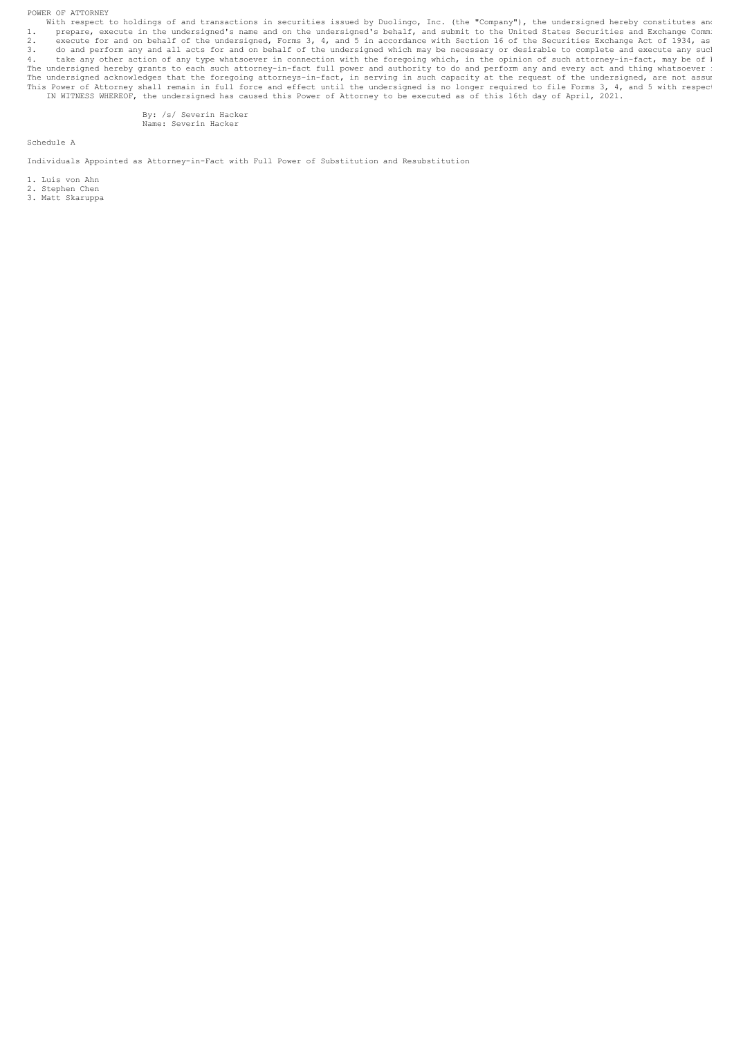POWER OF ATTORNEY

With respect to holdings of and transactions in securities issued by Duolingo, Inc. (the "Company"), the undersigned hereby constitutes and

1. prepare, execute in the undersigned's name and on the undersigned's behalf, and submit to the United States Securities and Exchange Comm
2. execute for and on behalf of the undersigned, Forms 3, 4, and 5 in accordance with Section 16 of the Securities Exchange Act of 1934, as
3. do and perform any and all acts for and on behalf of the undersigned which may be necessary or desirable to complete and execute any such
4. take any other action of any type whatsoever in connection with the foregoing which, in the opinion of such attorney-in-fact, may be of

The undersigned hereby grants to each such attorney-in-fact full power and authority to do and perform any and every act and thing whatsoever

The undersigned acknowledges that the foregoing attorneys-in-fact, in serving in such capacity at the request of the undersigned, are not assu

This Power of Attorney shall remain in full force and effect until the undersigned is no longer required to file Forms 3, 4, and 5 with respect

IN WITNESS WHEREOF, the undersigned has caused this Power of Attorney to be executed as of this 16th day of April, 2021.

By: /s/ Severin Hacker
Name: Severin Hacker

Schedule A

Individuals Appointed as Attorney-in-Fact with Full Power of Substitution and Resubstitution

1. Luis von Ahn
2. Stephen Chen
3. Matt Skaruppa